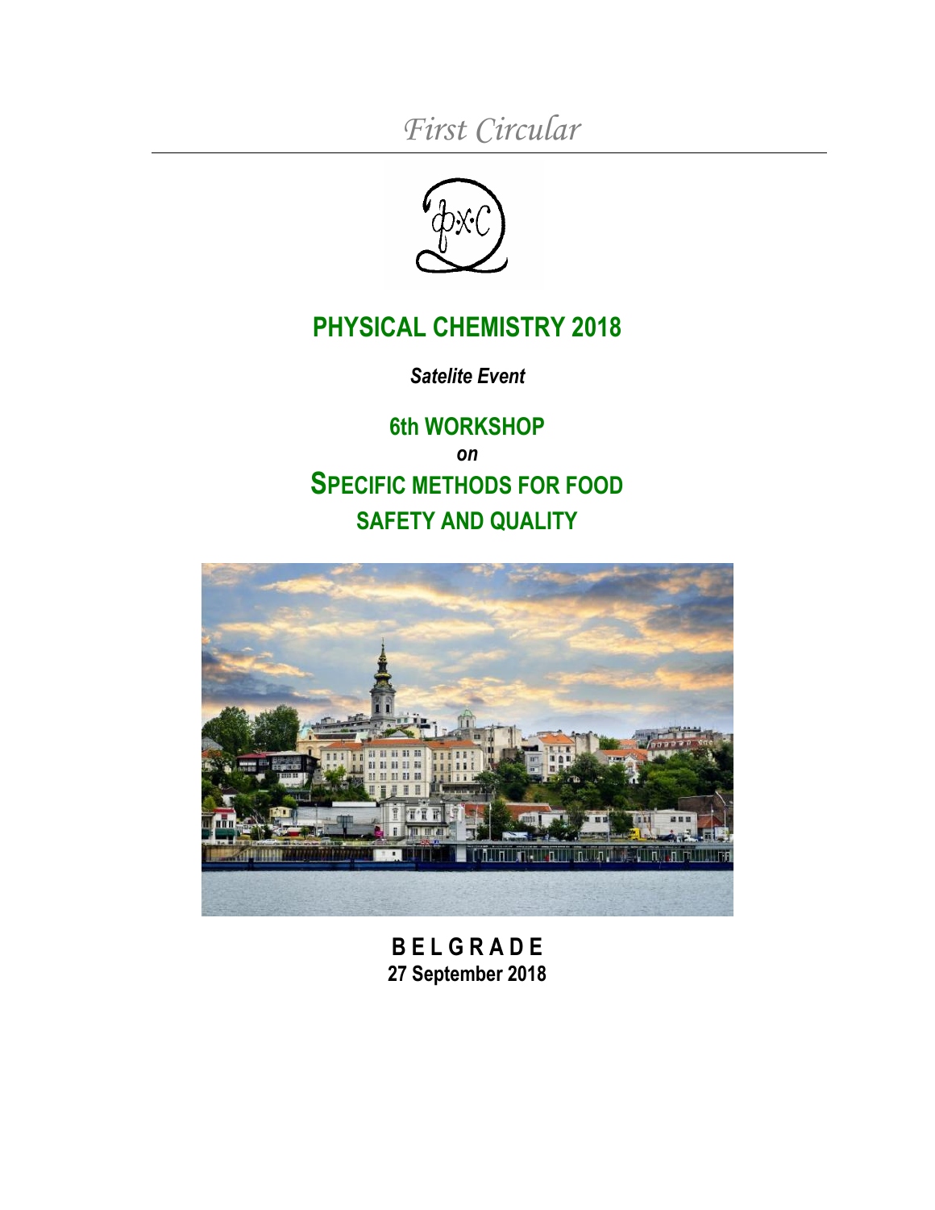*First Circular*

# PHYSICAL CHEMISTRY 2018

***Satelite Event***

## 6th WORKSHOP

***on***

## SPECIFIC METHODS FOR FOOD SAFETY AND QUALITY

**B E L G R A D E**

**27 September 2018**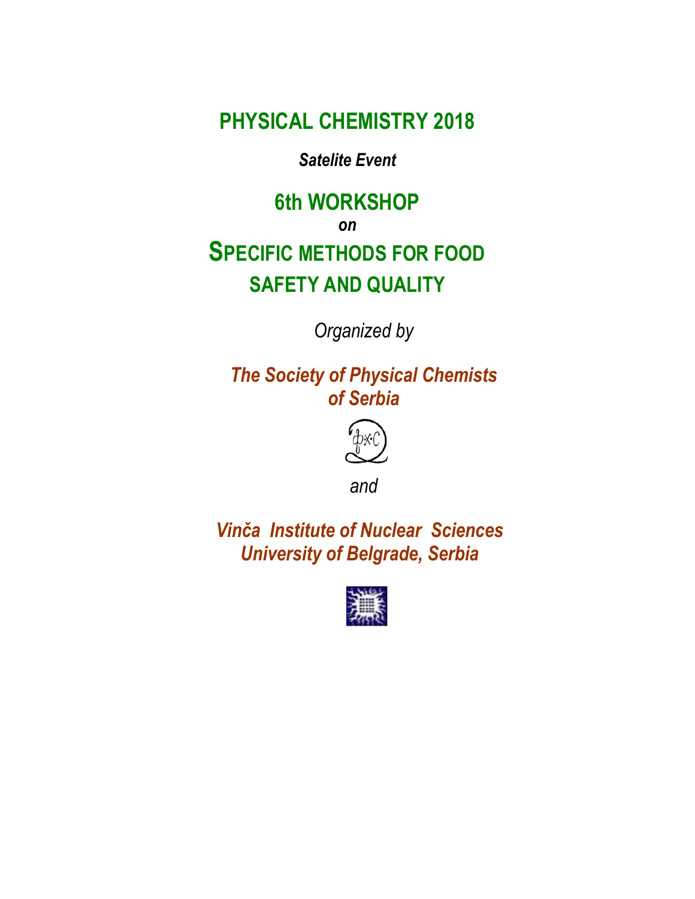# PHYSICAL CHEMISTRY 2018

***Satelite Event***

## 6th WORKSHOP

***on***

## SPECIFIC METHODS FOR FOOD SAFETY AND QUALITY

*Organized by*

***The Society of Physical Chemists of Serbia***

*and*

***Vinča Institute of Nuclear Sciences University of Belgrade, Serbia***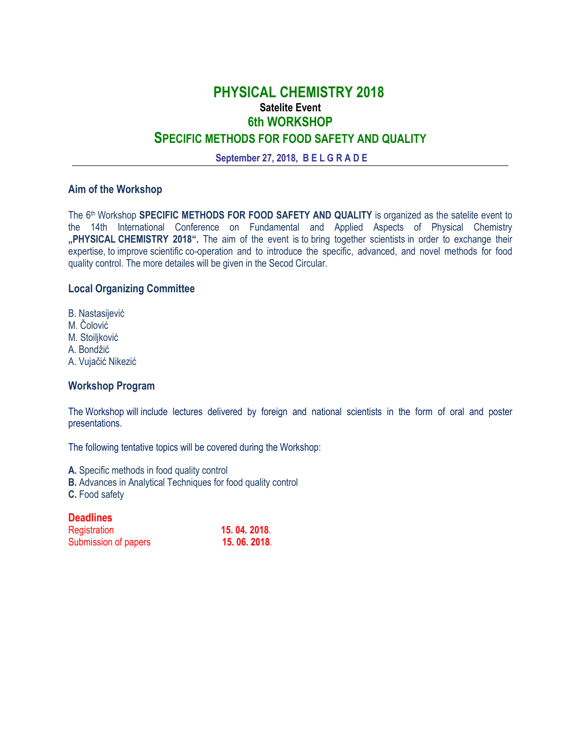# PHYSICAL CHEMISTRY 2018

**Satelite Event**

## 6th WORKSHOP

## SPECIFIC METHODS FOR FOOD SAFETY AND QUALITY

**September 27, 2018, B E L G R A D E**

---

### Aim of the Workshop

The 6th Workshop **SPECIFIC METHODS FOR FOOD SAFETY AND QUALITY** is organized as the satelite event to the 14th International Conference on Fundamental and Applied Aspects of Physical Chemistry **„PHYSICAL CHEMISTRY 2018“.** The aim of the event is to bring together scientists in order to exchange their expertise, to improve scientific co-operation and to introduce the specific, advanced, and novel methods for food quality control. The more detailes will be given in the Secod Circular.

### Local Organizing Committee

B. Nastasijević
M. Čolović
M. Stoiljković
A. Bondžić
A. Vujačić Nikezić

### Workshop Program

The Workshop will include lectures delivered by foreign and national scientists in the form of oral and poster presentations.

The following tentative topics will be covered during the Workshop:

**A.** Specific methods in food quality control
**B.** Advances in Analytical Techniques for food quality control
**C.** Food safety

### Deadlines

| | |
|---|---|
| Registration | **15. 04. 2018**. |
| Submission of papers | **15. 06. 2018**. |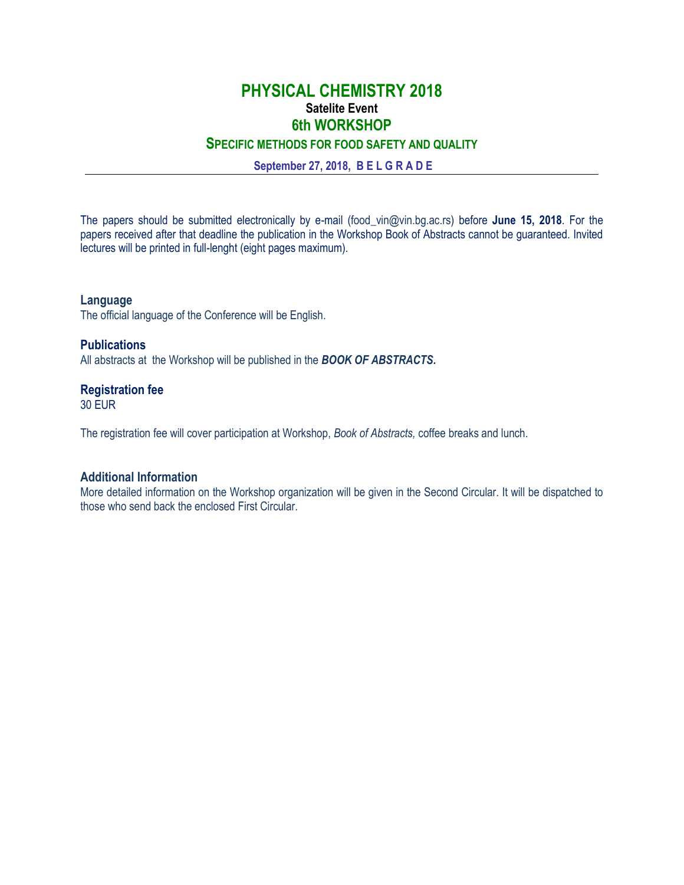# PHYSICAL CHEMISTRY 2018

**Satelite Event**

## 6th WORKSHOP

### SPECIFIC METHODS FOR FOOD SAFETY AND QUALITY

**September 27, 2018, B E L G R A D E**

---

The papers should be submitted electronically by e-mail (food_vin@vin.bg.ac.rs) before **June 15, 2018**. For the papers received after that deadline the publication in the Workshop Book of Abstracts cannot be guaranteed. Invited lectures will be printed in full-lenght (eight pages maximum).

### Language

The official language of the Conference will be English.

### Publications

All abstracts at the Workshop will be published in the ***BOOK OF ABSTRACTS.***

### Registration fee

30 EUR

The registration fee will cover participation at Workshop, *Book of Abstracts,* coffee breaks and lunch.

### Additional Information

More detailed information on the Workshop organization will be given in the Second Circular. It will be dispatched to those who send back the enclosed First Circular.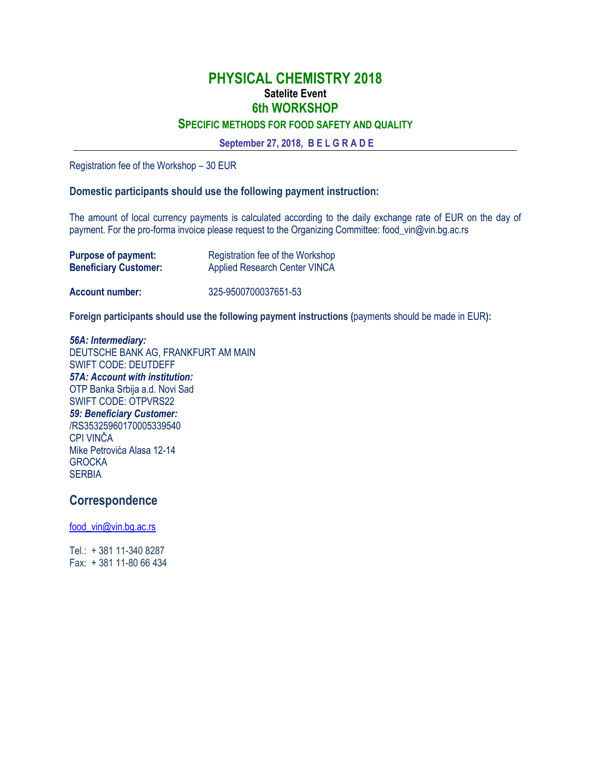# PHYSICAL CHEMISTRY 2018

**Satelite Event**

## 6th WORKSHOP

### SPECIFIC METHODS FOR FOOD SAFETY AND QUALITY

**September 27, 2018, B E L G R A D E**

---

Registration fee of the Workshop – 30 EUR

**Domestic participants should use the following payment instruction:**

The amount of local currency payments is calculated according to the daily exchange rate of EUR on the day of payment. For the pro-forma invoice please request to the Organizing Committee: food_vin@vin.bg.ac.rs

**Purpose of payment:** Registration fee of the Workshop
**Beneficiary Customer:** Applied Research Center VINCA

**Account number:** 325-9500700037651-53

**Foreign participants should use the following payment instructions (**payments should be made in EUR**):**

***56A: Intermediary:***
DEUTSCHE BANK AG, FRANKFURT AM MAIN
SWIFT CODE: DEUTDEFF
***57A: Account with institution:***
OTP Banka Srbija a.d. Novi Sad
SWIFT CODE: OTPVRS22
***59: Beneficiary Customer:***
/RS35325960170005339540
CPI VINČA
Mike Petrovića Alasa 12-14
GROCKA
SERBIA

## Correspondence

food_vin@vin.bg.ac.rs

Tel.: + 381 11-340 8287
Fax: + 381 11-80 66 434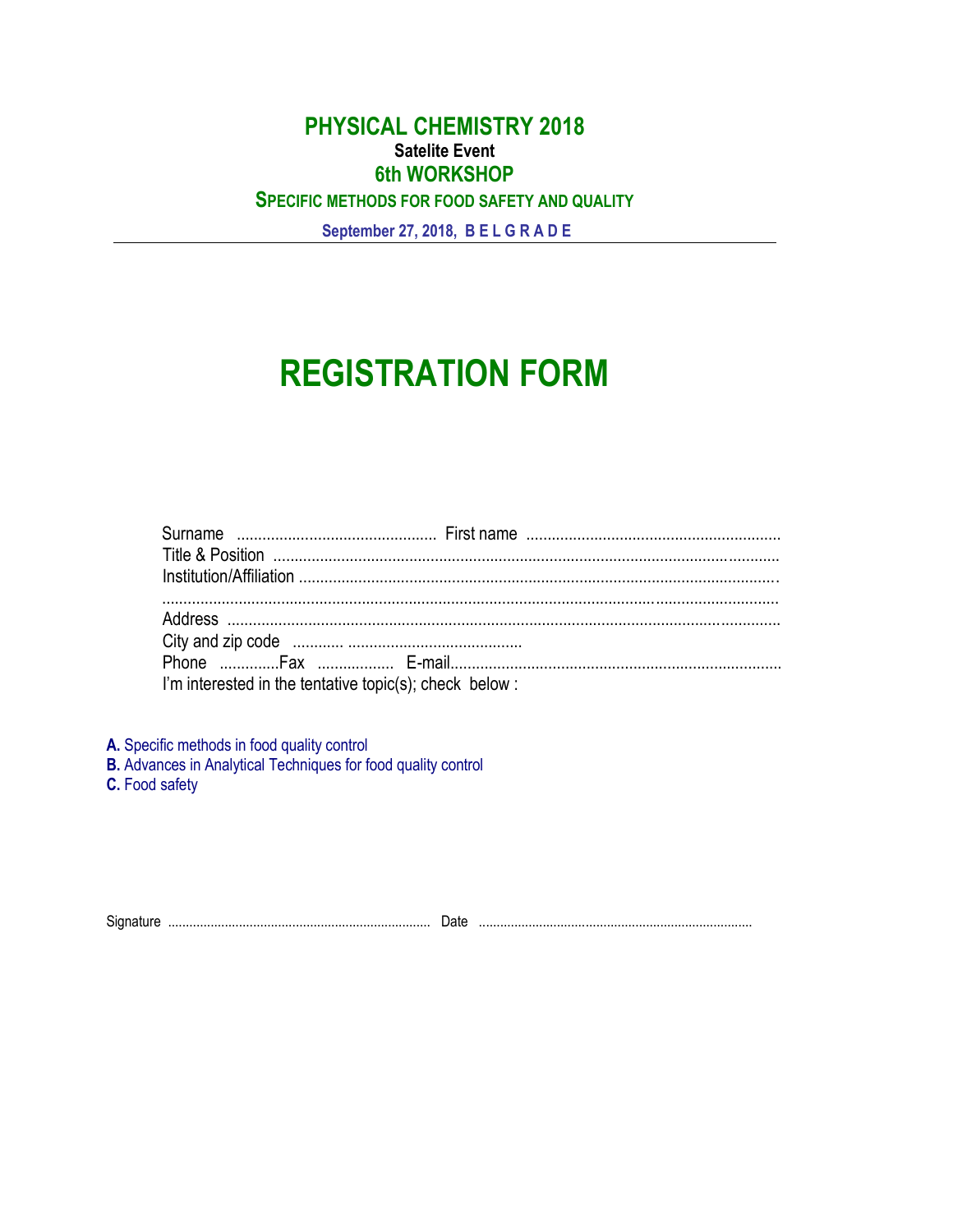## PHYSICAL CHEMISTRY 2018

**Satelite Event**

## 6th WORKSHOP

### SPECIFIC METHODS FOR FOOD SAFETY AND QUALITY

**September 27, 2018, B E L G R A D E**

---

# REGISTRATION FORM

Surname ............................................... First name ............................................................

Title & Position .........................................................................................................................

Institution/Affiliation ................................................................................................................

.......................................................................................................................................................

Address ......................................................................................................................................

City and zip code ............ .........................................

Phone ..............Fax .................. E-mail..............................................................................

I'm interested in the tentative topic(s); check below :

**A.** Specific methods in food quality control
**B.** Advances in Analytical Techniques for food quality control
**C.** Food safety

Signature .......................................................................... Date ............................................................................